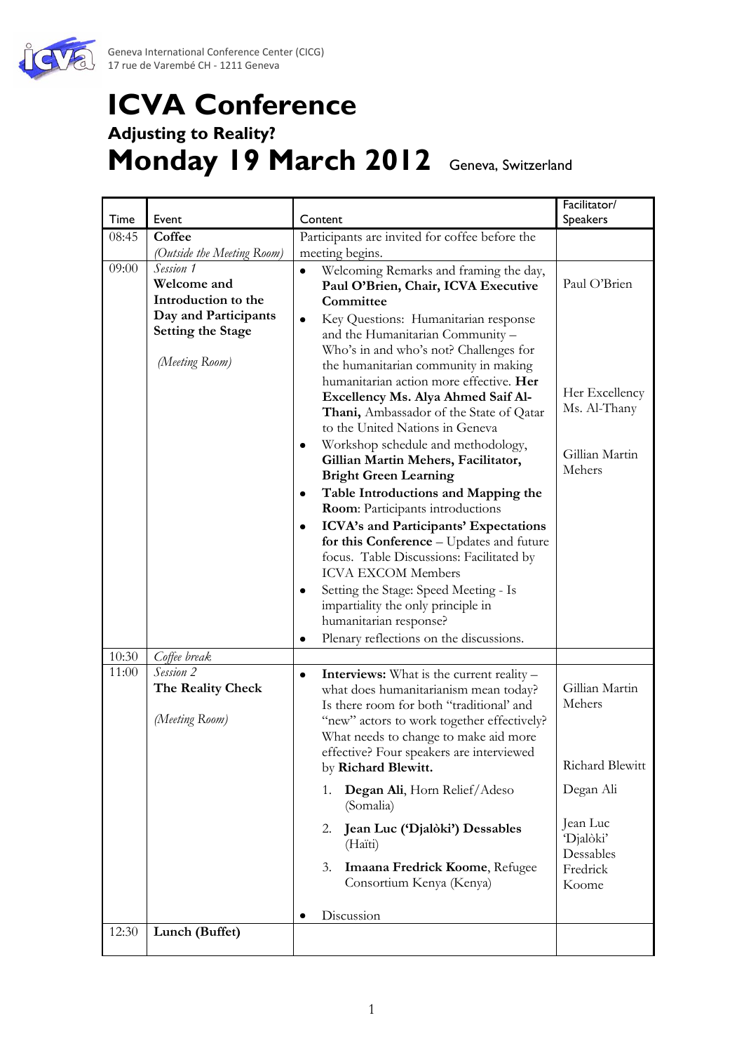Geneva International Conference Center (CICG)
17 rue de Varembé CH - 1211 Geneva

# ICVA Conference

### Adjusting to Reality?

## Monday 19 March 2012 Geneva, Switzerland

| Time | Event | Content | Facilitator/ Speakers |
|---|---|---|---|
| 08:45 | **Coffee** *(Outside the Meeting Room)* | Participants are invited for coffee before the meeting begins. | |
| 09:00 | *Session 1* **Welcome and Introduction to the Day and Participants Setting the Stage** *(Meeting Room)* | • Welcoming Remarks and framing the day, **Paul O'Brien, Chair, ICVA Executive Committee**<br>• Key Questions: Humanitarian response and the Humanitarian Community – Who's in and who's not? Challenges for the humanitarian community in making humanitarian action more effective. **Her Excellency Ms. Alya Ahmed Saif Al-Thani,** Ambassador of the State of Qatar to the United Nations in Geneva<br>• Workshop schedule and methodology, **Gillian Martin Mehers, Facilitator, Bright Green Learning**<br>• **Table Introductions and Mapping the Room**: Participants introductions<br>• **ICVA's and Participants' Expectations for this Conference** – Updates and future focus. Table Discussions: Facilitated by ICVA EXCOM Members<br>• Setting the Stage: Speed Meeting - Is impartiality the only principle in humanitarian response?<br>• Plenary reflections on the discussions. | Paul O'Brien<br><br>Her Excellency Ms. Al-Thany<br><br>Gillian Martin Mehers |
| 10:30 | *Coffee break* | | |
| 11:00 | *Session 2* **The Reality Check** *(Meeting Room)* | • **Interviews:** What is the current reality – what does humanitarianism mean today? Is there room for both "traditional' and "new" actors to work together effectively? What needs to change to make aid more effective? Four speakers are interviewed by **Richard Blewitt.**<br>1. **Degan Ali**, Horn Relief/Adeso (Somalia)<br>2. **Jean Luc ('Djalòki') Dessables** (Haïti)<br>3. **Imaana Fredrick Koome**, Refugee Consortium Kenya (Kenya)<br>• Discussion | Gillian Martin Mehers<br><br>Richard Blewitt<br><br>Degan Ali<br><br>Jean Luc 'Djalòki' Dessables<br><br>Fredrick Koome |
| 12:30 | **Lunch (Buffet)** | | |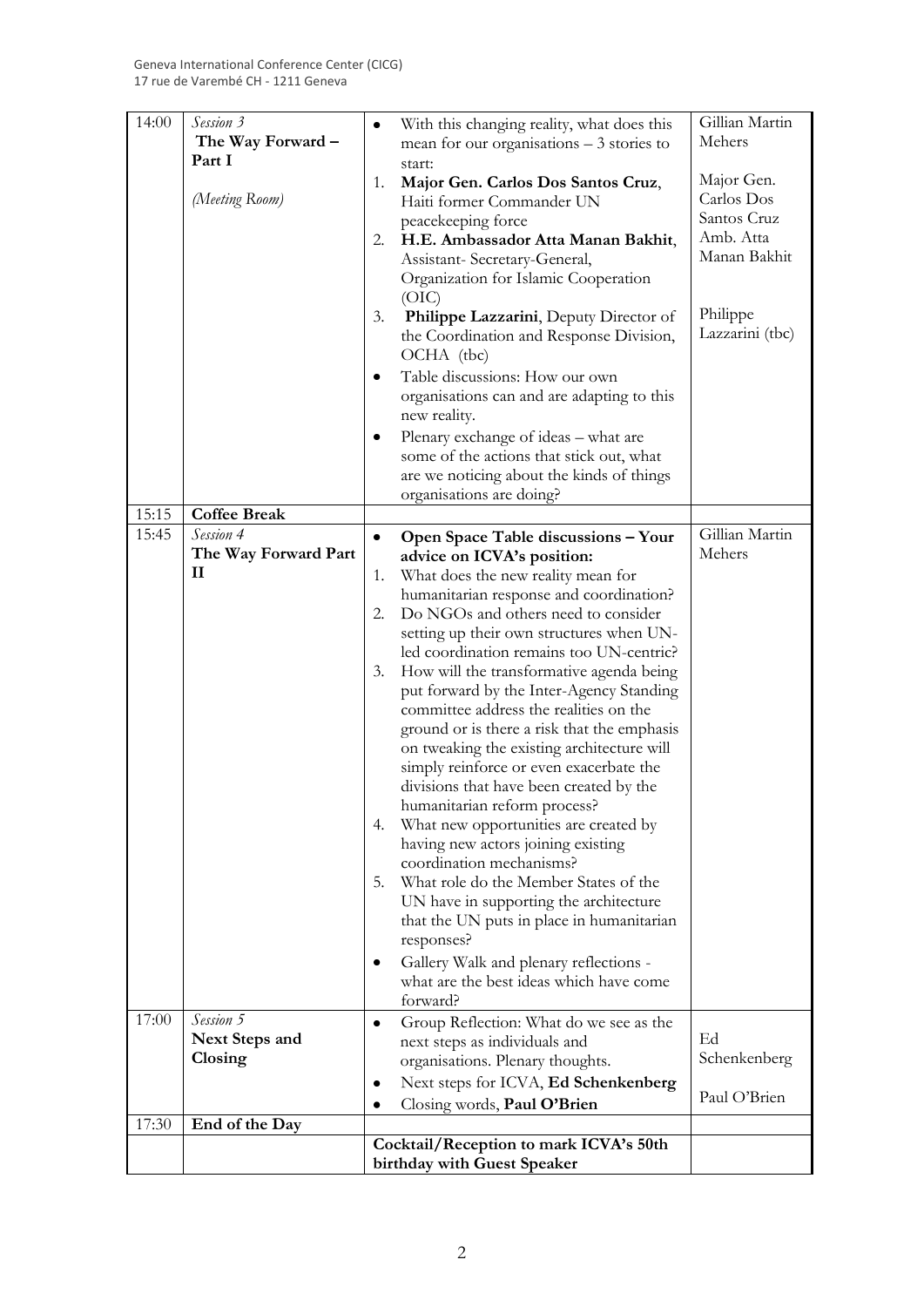| | | | |
|---|---|---|---|
| 14:00 | *Session 3*<br>**The Way Forward – Part I**<br><br>*(Meeting Room)* | • With this changing reality, what does this mean for our organisations – 3 stories to start:<br>1. **Major Gen. Carlos Dos Santos Cruz**, Haiti former Commander UN peacekeeping force<br>2. **H.E. Ambassador Atta Manan Bakhit**, Assistant- Secretary-General, Organization for Islamic Cooperation (OIC)<br>3. **Philippe Lazzarini**, Deputy Director of the Coordination and Response Division, OCHA (tbc)<br>• Table discussions: How our own organisations can and are adapting to this new reality.<br>• Plenary exchange of ideas – what are some of the actions that stick out, what are we noticing about the kinds of things organisations are doing? | Gillian Martin Mehers<br><br>Major Gen. Carlos Dos Santos Cruz<br>Amb. Atta Manan Bakhit<br><br>Philippe Lazzarini (tbc) |
| 15:15 | **Coffee Break** | | |
| 15:45 | *Session 4*<br>**The Way Forward Part II** | • **Open Space Table discussions – Your advice on ICVA's position:**<br>1. What does the new reality mean for humanitarian response and coordination?<br>2. Do NGOs and others need to consider setting up their own structures when UN-led coordination remains too UN-centric?<br>3. How will the transformative agenda being put forward by the Inter-Agency Standing committee address the realities on the ground or is there a risk that the emphasis on tweaking the existing architecture will simply reinforce or even exacerbate the divisions that have been created by the humanitarian reform process?<br>4. What new opportunities are created by having new actors joining existing coordination mechanisms?<br>5. What role do the Member States of the UN have in supporting the architecture that the UN puts in place in humanitarian responses?<br>• Gallery Walk and plenary reflections - what are the best ideas which have come forward? | Gillian Martin Mehers |
| 17:00 | *Session 5*<br>**Next Steps and Closing** | • Group Reflection: What do we see as the next steps as individuals and organisations. Plenary thoughts.<br>• Next steps for ICVA, **Ed Schenkenberg**<br>• Closing words, **Paul O'Brien** | Ed Schenkenberg<br><br>Paul O'Brien |
| 17:30 | **End of the Day** | | |
| | | **Cocktail/Reception to mark ICVA's 50th birthday with Guest Speaker** | |